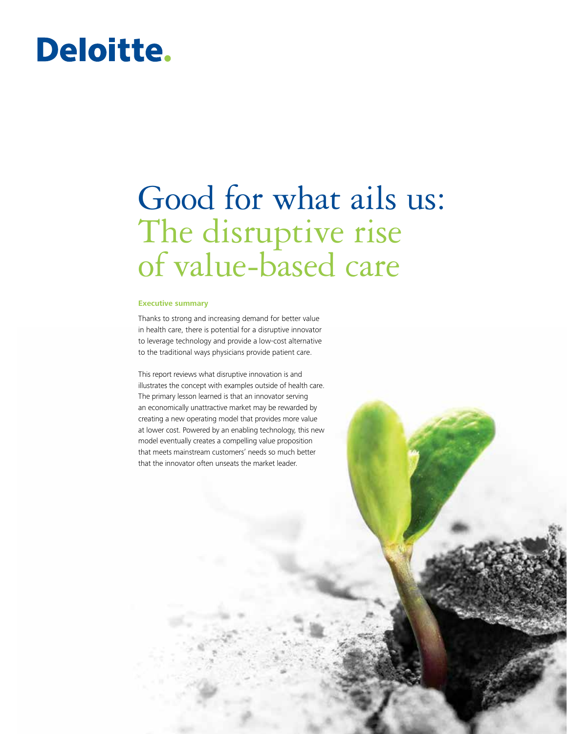Deloitte.

# Good for what ails us: The disruptive rise of value-based care

## Executive summary

Thanks to strong and increasing demand for better value in health care, there is potential for a disruptive innovator to leverage technology and provide a low-cost alternative to the traditional ways physicians provide patient care.

This report reviews what disruptive innovation is and illustrates the concept with examples outside of health care. The primary lesson learned is that an innovator serving an economically unattractive market may be rewarded by creating a new operating model that provides more value at lower cost. Powered by an enabling technology, this new model eventually creates a compelling value proposition that meets mainstream customers' needs so much better that the innovator often unseats the market leader.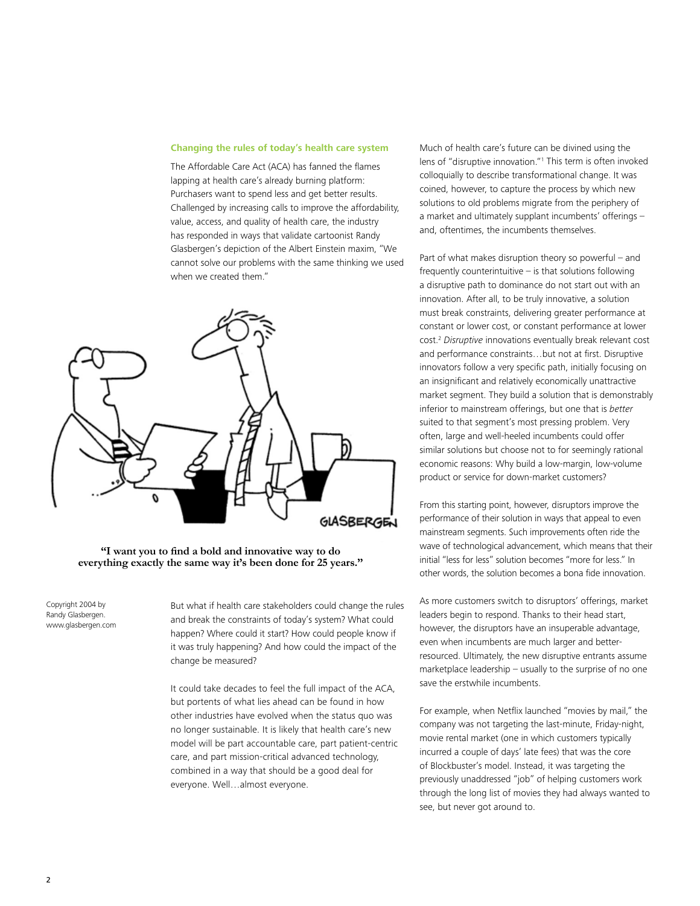### Changing the rules of today's health care system

The Affordable Care Act (ACA) has fanned the flames lapping at health care's already burning platform: Purchasers want to spend less and get better results. Challenged by increasing calls to improve the affordability, value, access, and quality of health care, the industry has responded in ways that validate cartoonist Randy Glasbergen's depiction of the Albert Einstein maxim, "We cannot solve our problems with the same thinking we used when we created them."

**"I want you to find a bold and innovative way to do everything exactly the same way it's been done for 25 years."**

Copyright 2004 by Randy Glasbergen. www.glasbergen.com

But what if health care stakeholders could change the rules and break the constraints of today's system? What could happen? Where could it start? How could people know if it was truly happening? And how could the impact of the change be measured?

It could take decades to feel the full impact of the ACA, but portents of what lies ahead can be found in how other industries have evolved when the status quo was no longer sustainable. It is likely that health care's new model will be part accountable care, part patient-centric care, and part mission-critical advanced technology, combined in a way that should be a good deal for everyone. Well…almost everyone.

Much of health care's future can be divined using the lens of "disruptive innovation."[1] This term is often invoked colloquially to describe transformational change. It was coined, however, to capture the process by which new solutions to old problems migrate from the periphery of a market and ultimately supplant incumbents' offerings – and, oftentimes, the incumbents themselves.

Part of what makes disruption theory so powerful – and frequently counterintuitive – is that solutions following a disruptive path to dominance do not start out with an innovation. After all, to be truly innovative, a solution must break constraints, delivering greater performance at constant or lower cost, or constant performance at lower cost.[2] *Disruptive* innovations eventually break relevant cost and performance constraints…but not at first. Disruptive innovators follow a very specific path, initially focusing on an insignificant and relatively economically unattractive market segment. They build a solution that is demonstrably inferior to mainstream offerings, but one that is *better* suited to that segment's most pressing problem. Very often, large and well-heeled incumbents could offer similar solutions but choose not to for seemingly rational economic reasons: Why build a low-margin, low-volume product or service for down-market customers?

From this starting point, however, disruptors improve the performance of their solution in ways that appeal to even mainstream segments. Such improvements often ride the wave of technological advancement, which means that their initial "less for less" solution becomes "more for less." In other words, the solution becomes a bona fide innovation.

As more customers switch to disruptors' offerings, market leaders begin to respond. Thanks to their head start, however, the disruptors have an insuperable advantage, even when incumbents are much larger and better-resourced. Ultimately, the new disruptive entrants assume marketplace leadership – usually to the surprise of no one save the erstwhile incumbents.

For example, when Netflix launched "movies by mail," the company was not targeting the last-minute, Friday-night, movie rental market (one in which customers typically incurred a couple of days' late fees) that was the core of Blockbuster's model. Instead, it was targeting the previously unaddressed "job" of helping customers work through the long list of movies they had always wanted to see, but never got around to.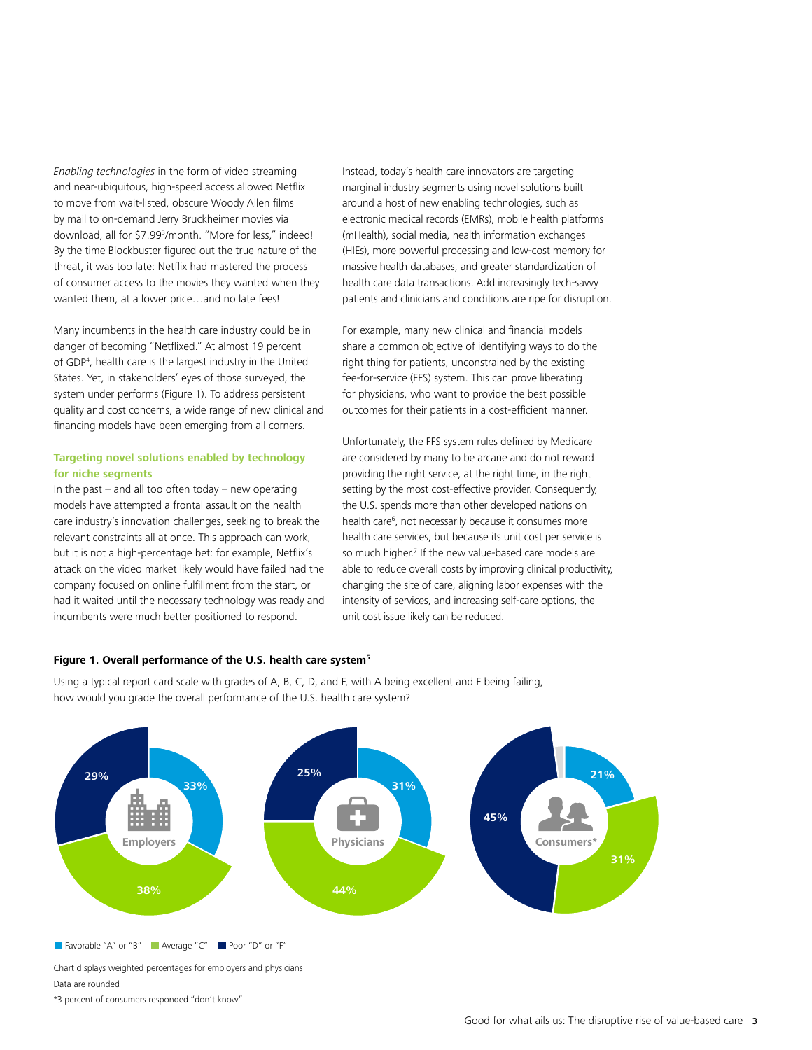*Enabling technologies* in the form of video streaming and near-ubiquitous, high-speed access allowed Netflix to move from wait-listed, obscure Woody Allen films by mail to on-demand Jerry Bruckheimer movies via download, all for $7.99[3]/month. "More for less," indeed! By the time Blockbuster figured out the true nature of the threat, it was too late: Netflix had mastered the process of consumer access to the movies they wanted when they wanted them, at a lower price…and no late fees!

Many incumbents in the health care industry could be in danger of becoming "Netflixed." At almost 19 percent of GDP[4], health care is the largest industry in the United States. Yet, in stakeholders' eyes of those surveyed, the system under performs (Figure 1). To address persistent quality and cost concerns, a wide range of new clinical and financing models have been emerging from all corners.

### Targeting novel solutions enabled by technology for niche segments

In the past – and all too often today – new operating models have attempted a frontal assault on the health care industry's innovation challenges, seeking to break the relevant constraints all at once. This approach can work, but it is not a high-percentage bet: for example, Netflix's attack on the video market likely would have failed had the company focused on online fulfillment from the start, or had it waited until the necessary technology was ready and incumbents were much better positioned to respond.

Instead, today's health care innovators are targeting marginal industry segments using novel solutions built around a host of new enabling technologies, such as electronic medical records (EMRs), mobile health platforms (mHealth), social media, health information exchanges (HIEs), more powerful processing and low-cost memory for massive health databases, and greater standardization of health care data transactions. Add increasingly tech-savvy patients and clinicians and conditions are ripe for disruption.

For example, many new clinical and financial models share a common objective of identifying ways to do the right thing for patients, unconstrained by the existing fee-for-service (FFS) system. This can prove liberating for physicians, who want to provide the best possible outcomes for their patients in a cost-efficient manner.

Unfortunately, the FFS system rules defined by Medicare are considered by many to be arcane and do not reward providing the right service, at the right time, in the right setting by the most cost-effective provider. Consequently, the U.S. spends more than other developed nations on health care[6], not necessarily because it consumes more health care services, but because its unit cost per service is so much higher.[7] If the new value-based care models are able to reduce overall costs by improving clinical productivity, changing the site of care, aligning labor expenses with the intensity of services, and increasing self-care options, the unit cost issue likely can be reduced.

**Figure 1. Overall performance of the U.S. health care system[5]**

Using a typical report card scale with grades of A, B, C, D, and F, with A being excellent and F being failing, how would you grade the overall performance of the U.S. health care system?

| | Favorable "A" or "B" | Average "C" | Poor "D" or "F" |
|---|---|---|---|
| Employers | 33% | 38% | 29% |
| Physicians | 31% | 44% | 25% |
| Consumers* | 21% | 31% | 45% |

Chart displays weighted percentages for employers and physicians

Data are rounded

*3 percent of consumers responded "don't know"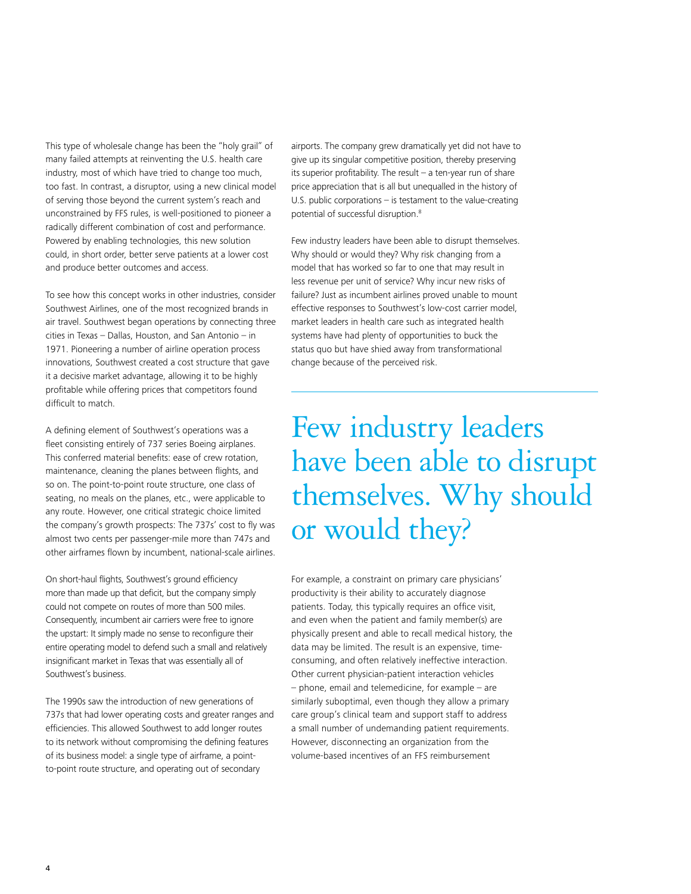This type of wholesale change has been the "holy grail" of many failed attempts at reinventing the U.S. health care industry, most of which have tried to change too much, too fast. In contrast, a disruptor, using a new clinical model of serving those beyond the current system's reach and unconstrained by FFS rules, is well-positioned to pioneer a radically different combination of cost and performance. Powered by enabling technologies, this new solution could, in short order, better serve patients at a lower cost and produce better outcomes and access.

To see how this concept works in other industries, consider Southwest Airlines, one of the most recognized brands in air travel. Southwest began operations by connecting three cities in Texas – Dallas, Houston, and San Antonio – in 1971. Pioneering a number of airline operation process innovations, Southwest created a cost structure that gave it a decisive market advantage, allowing it to be highly profitable while offering prices that competitors found difficult to match.

A defining element of Southwest's operations was a fleet consisting entirely of 737 series Boeing airplanes. This conferred material benefits: ease of crew rotation, maintenance, cleaning the planes between flights, and so on. The point-to-point route structure, one class of seating, no meals on the planes, etc., were applicable to any route. However, one critical strategic choice limited the company's growth prospects: The 737s' cost to fly was almost two cents per passenger-mile more than 747s and other airframes flown by incumbent, national-scale airlines.

On short-haul flights, Southwest's ground efficiency more than made up that deficit, but the company simply could not compete on routes of more than 500 miles. Consequently, incumbent air carriers were free to ignore the upstart: It simply made no sense to reconfigure their entire operating model to defend such a small and relatively insignificant market in Texas that was essentially all of Southwest's business.

The 1990s saw the introduction of new generations of 737s that had lower operating costs and greater ranges and efficiencies. This allowed Southwest to add longer routes to its network without compromising the defining features of its business model: a single type of airframe, a point-to-point route structure, and operating out of secondary airports. The company grew dramatically yet did not have to give up its singular competitive position, thereby preserving its superior profitability. The result – a ten-year run of share price appreciation that is all but unequalled in the history of U.S. public corporations – is testament to the value-creating potential of successful disruption.[8]

Few industry leaders have been able to disrupt themselves. Why should or would they? Why risk changing from a model that has worked so far to one that may result in less revenue per unit of service? Why incur new risks of failure? Just as incumbent airlines proved unable to mount effective responses to Southwest's low-cost carrier model, market leaders in health care such as integrated health systems have had plenty of opportunities to buck the status quo but have shied away from transformational change because of the perceived risk.

> Few industry leaders have been able to disrupt themselves. Why should or would they?

For example, a constraint on primary care physicians' productivity is their ability to accurately diagnose patients. Today, this typically requires an office visit, and even when the patient and family member(s) are physically present and able to recall medical history, the data may be limited. The result is an expensive, time-consuming, and often relatively ineffective interaction. Other current physician-patient interaction vehicles – phone, email and telemedicine, for example – are similarly suboptimal, even though they allow a primary care group's clinical team and support staff to address a small number of undemanding patient requirements. However, disconnecting an organization from the volume-based incentives of an FFS reimbursement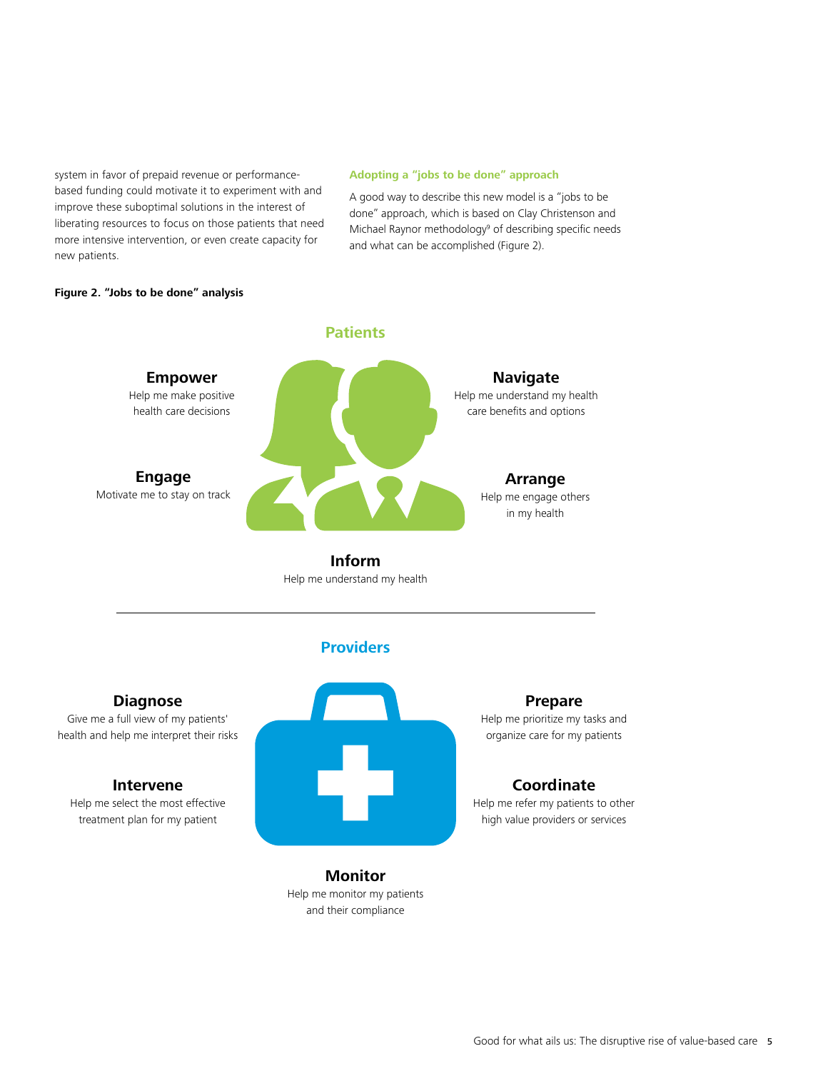system in favor of prepaid revenue or performance-based funding could motivate it to experiment with and improve these suboptimal solutions in the interest of liberating resources to focus on those patients that need more intensive intervention, or even create capacity for new patients.

### Adopting a "jobs to be done" approach

A good way to describe this new model is a "jobs to be done" approach, which is based on Clay Christenson and Michael Raynor methodology[9] of describing specific needs and what can be accomplished (Figure 2).

**Figure 2. "Jobs to be done" analysis**

**Patients**

**Empower**
Help me make positive health care decisions

**Navigate**
Help me understand my health care benefits and options

**Engage**
Motivate me to stay on track

**Arrange**
Help me engage others in my health

**Inform**
Help me understand my health

---

**Providers**

**Diagnose**
Give me a full view of my patients' health and help me interpret their risks

**Prepare**
Help me prioritize my tasks and organize care for my patients

**Intervene**
Help me select the most effective treatment plan for my patient

**Coordinate**
Help me refer my patients to other high value providers or services

**Monitor**
Help me monitor my patients and their compliance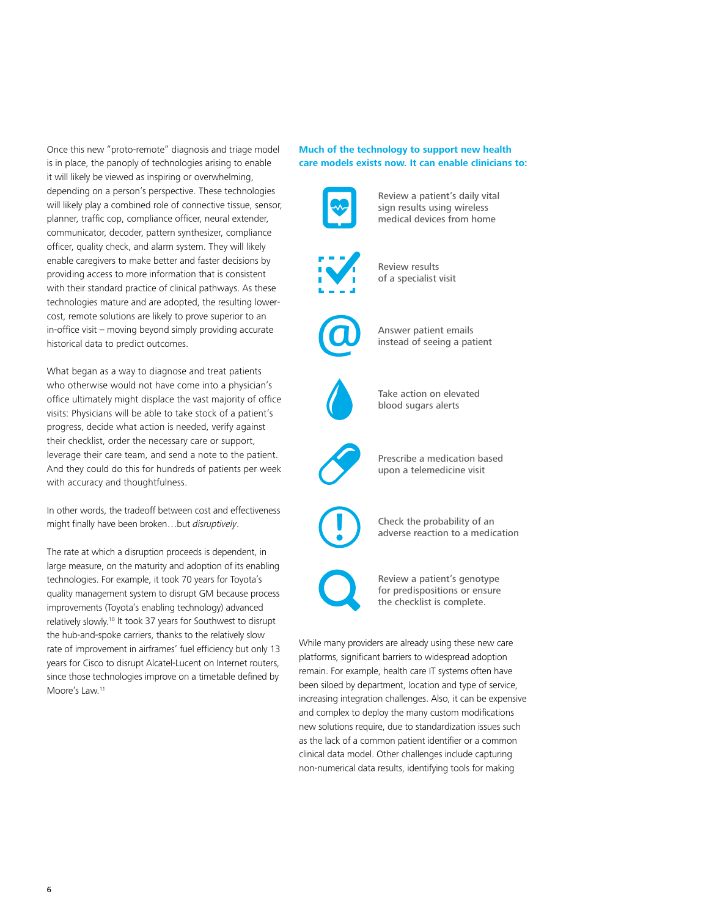Once this new "proto-remote" diagnosis and triage model is in place, the panoply of technologies arising to enable it will likely be viewed as inspiring or overwhelming, depending on a person's perspective. These technologies will likely play a combined role of connective tissue, sensor, planner, traffic cop, compliance officer, neural extender, communicator, decoder, pattern synthesizer, compliance officer, quality check, and alarm system. They will likely enable caregivers to make better and faster decisions by providing access to more information that is consistent with their standard practice of clinical pathways. As these technologies mature and are adopted, the resulting lower-cost, remote solutions are likely to prove superior to an in-office visit – moving beyond simply providing accurate historical data to predict outcomes.

What began as a way to diagnose and treat patients who otherwise would not have come into a physician's office ultimately might displace the vast majority of office visits: Physicians will be able to take stock of a patient's progress, decide what action is needed, verify against their checklist, order the necessary care or support, leverage their care team, and send a note to the patient. And they could do this for hundreds of patients per week with accuracy and thoughtfulness.

In other words, the tradeoff between cost and effectiveness might finally have been broken…but *disruptively*.

The rate at which a disruption proceeds is dependent, in large measure, on the maturity and adoption of its enabling technologies. For example, it took 70 years for Toyota's quality management system to disrupt GM because process improvements (Toyota's enabling technology) advanced relatively slowly.[10] It took 37 years for Southwest to disrupt the hub-and-spoke carriers, thanks to the relatively slow rate of improvement in airframes' fuel efficiency but only 13 years for Cisco to disrupt Alcatel-Lucent on Internet routers, since those technologies improve on a timetable defined by Moore's Law.[11]

**Much of the technology to support new health care models exists now. It can enable clinicians to:**

- Review a patient's daily vital sign results using wireless medical devices from home
- Review results of a specialist visit
- Answer patient emails instead of seeing a patient
- Take action on elevated blood sugars alerts
- Prescribe a medication based upon a telemedicine visit
- Check the probability of an adverse reaction to a medication
- Review a patient's genotype for predispositions or ensure the checklist is complete.

While many providers are already using these new care platforms, significant barriers to widespread adoption remain. For example, health care IT systems often have been siloed by department, location and type of service, increasing integration challenges. Also, it can be expensive and complex to deploy the many custom modifications new solutions require, due to standardization issues such as the lack of a common patient identifier or a common clinical data model. Other challenges include capturing non-numerical data results, identifying tools for making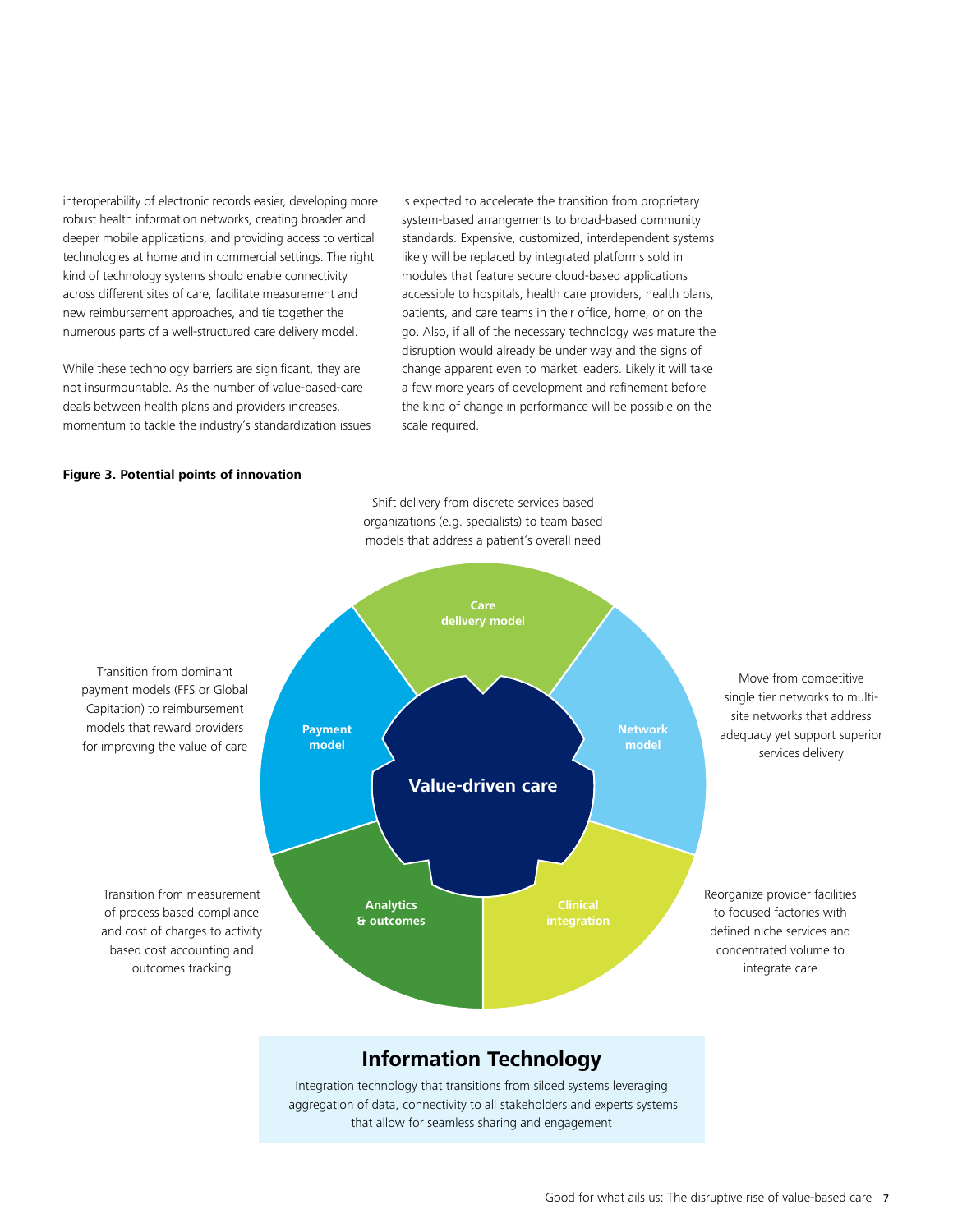interoperability of electronic records easier, developing more robust health information networks, creating broader and deeper mobile applications, and providing access to vertical technologies at home and in commercial settings. The right kind of technology systems should enable connectivity across different sites of care, facilitate measurement and new reimbursement approaches, and tie together the numerous parts of a well-structured care delivery model.

While these technology barriers are significant, they are not insurmountable. As the number of value-based-care deals between health plans and providers increases, momentum to tackle the industry's standardization issues is expected to accelerate the transition from proprietary system-based arrangements to broad-based community standards. Expensive, customized, interdependent systems likely will be replaced by integrated platforms sold in modules that feature secure cloud-based applications accessible to hospitals, health care providers, health plans, patients, and care teams in their office, home, or on the go. Also, if all of the necessary technology was mature the disruption would already be under way and the signs of change apparent even to market leaders. Likely it will take a few more years of development and refinement before the kind of change in performance will be possible on the scale required.

**Figure 3. Potential points of innovation**

**Value-driven care**

**Care delivery model** — Shift delivery from discrete services based organizations (e.g. specialists) to team based models that address a patient's overall need

**Network model** — Move from competitive single tier networks to multi-site networks that address adequacy yet support superior services delivery

**Clinical integration** — Reorganize provider facilities to focused factories with defined niche services and concentrated volume to integrate care

**Analytics & outcomes** — Transition from measurement of process based compliance and cost of charges to activity based cost accounting and outcomes tracking

**Payment model** — Transition from dominant payment models (FFS or Global Capitation) to reimbursement models that reward providers for improving the value of care

**Information Technology**

Integration technology that transitions from siloed systems leveraging aggregation of data, connectivity to all stakeholders and experts systems that allow for seamless sharing and engagement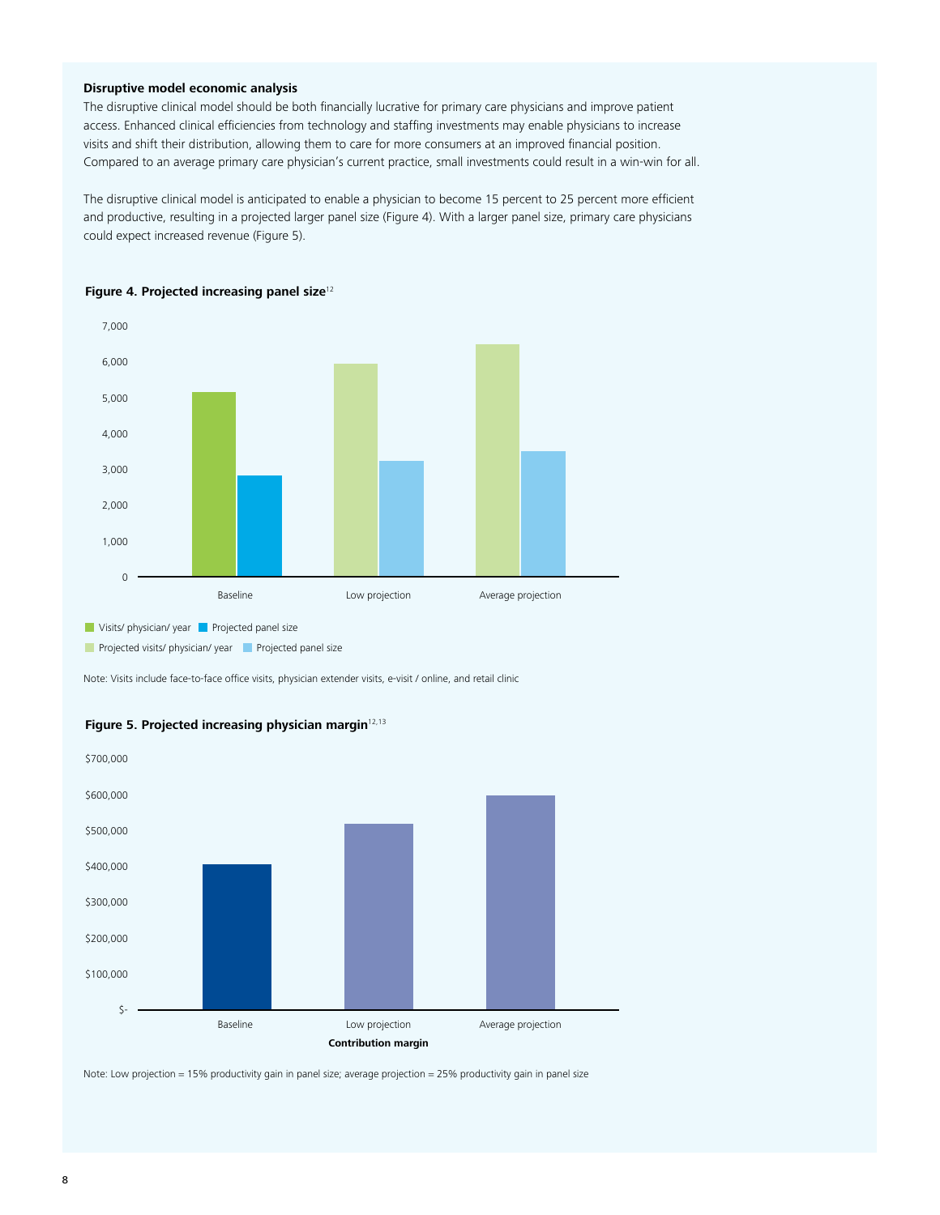**Disruptive model economic analysis**

The disruptive clinical model should be both financially lucrative for primary care physicians and improve patient access. Enhanced clinical efficiencies from technology and staffing investments may enable physicians to increase visits and shift their distribution, allowing them to care for more consumers at an improved financial position. Compared to an average primary care physician's current practice, small investments could result in a win-win for all.

The disruptive clinical model is anticipated to enable a physician to become 15 percent to 25 percent more efficient and productive, resulting in a projected larger panel size (Figure 4). With a larger panel size, primary care physicians could expect increased revenue (Figure 5).

**Figure 4. Projected increasing panel size**[12]

Visits/ physician/ year ■ Projected panel size
Projected visits/ physician/ year ■ Projected panel size

Note: Visits include face-to-face office visits, physician extender visits, e-visit / online, and retail clinic

**Figure 5. Projected increasing physician margin**[12,13]

Note: Low projection = 15% productivity gain in panel size; average projection = 25% productivity gain in panel size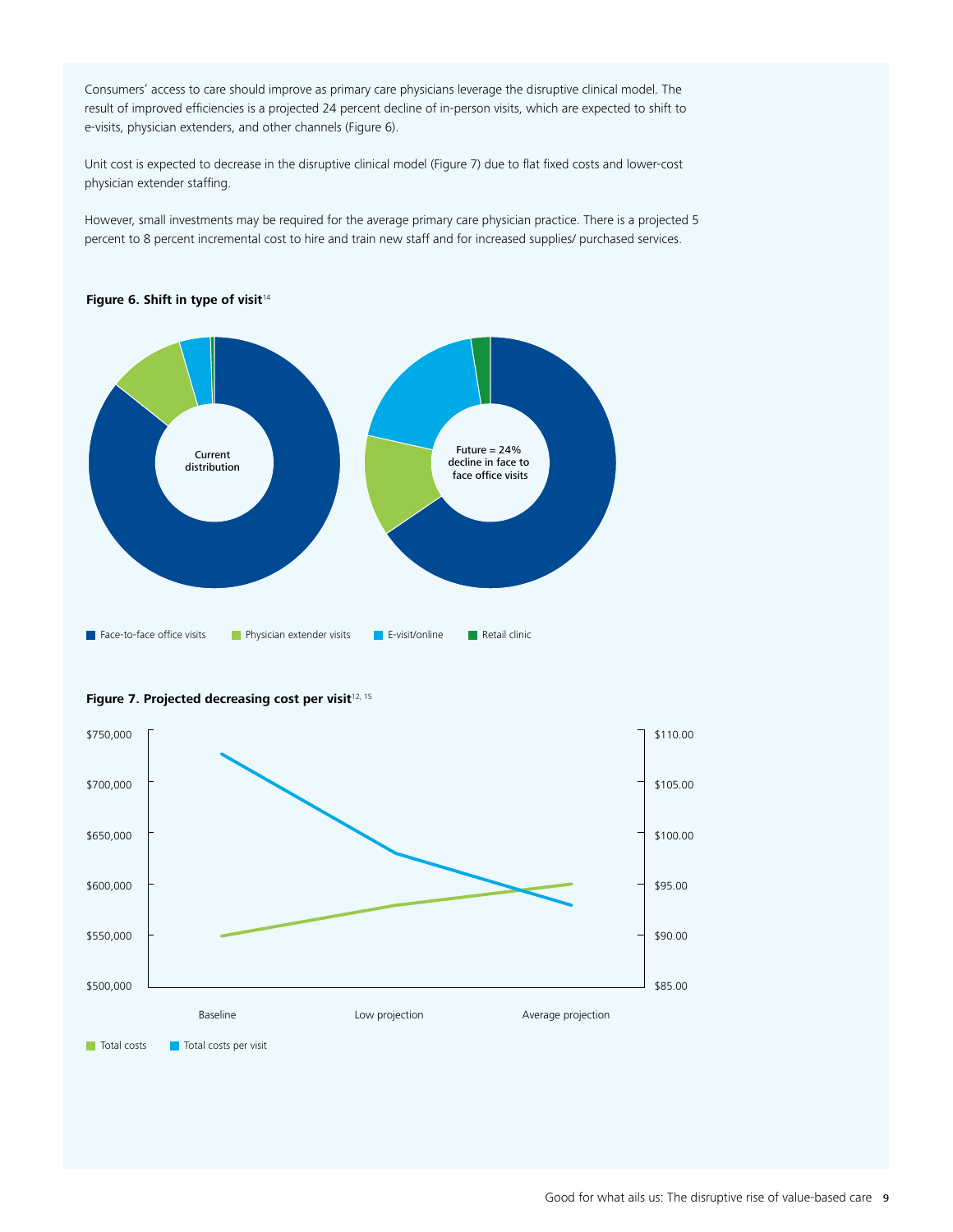Consumers' access to care should improve as primary care physicians leverage the disruptive clinical model. The result of improved efficiencies is a projected 24 percent decline of in-person visits, which are expected to shift to e-visits, physician extenders, and other channels (Figure 6).

Unit cost is expected to decrease in the disruptive clinical model (Figure 7) due to flat fixed costs and lower-cost physician extender staffing.

However, small investments may be required for the average primary care physician practice. There is a projected 5 percent to 8 percent incremental cost to hire and train new staff and for increased supplies/ purchased services.

**Figure 6. Shift in type of visit**[14]

Current distribution

Future = 24% decline in face to face office visits

Face-to-face office visits | Physician extender visits | E-visit/online | Retail clinic

**Figure 7. Projected decreasing cost per visit**[12, 15]

Left axis: $750,000, $700,000, $650,000, $600,000, $550,000, $500,000

Right axis: $110.00, $105.00, $100.00, $95.00, $90.00, $85.00

Baseline | Low projection | Average projection

Total costs | Total costs per visit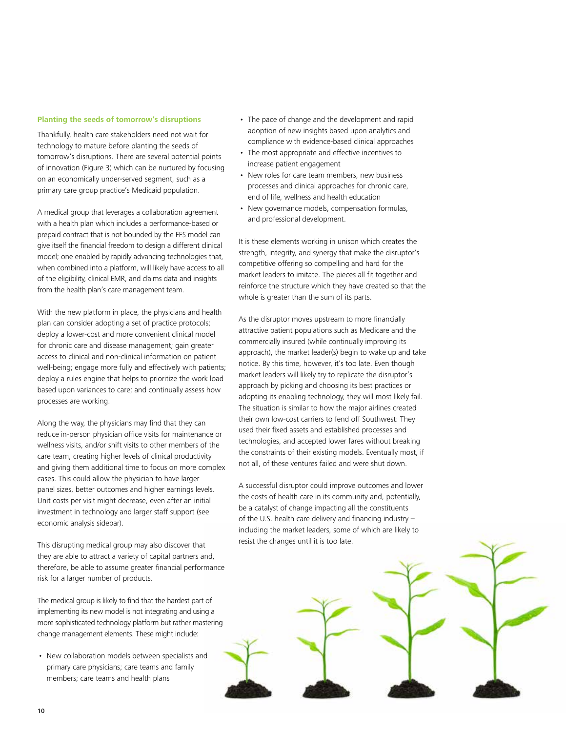### Planting the seeds of tomorrow's disruptions

Thankfully, health care stakeholders need not wait for technology to mature before planting the seeds of tomorrow's disruptions. There are several potential points of innovation (Figure 3) which can be nurtured by focusing on an economically under-served segment, such as a primary care group practice's Medicaid population.

A medical group that leverages a collaboration agreement with a health plan which includes a performance-based or prepaid contract that is not bounded by the FFS model can give itself the financial freedom to design a different clinical model; one enabled by rapidly advancing technologies that, when combined into a platform, will likely have access to all of the eligibility, clinical EMR, and claims data and insights from the health plan's care management team.

With the new platform in place, the physicians and health plan can consider adopting a set of practice protocols; deploy a lower-cost and more convenient clinical model for chronic care and disease management; gain greater access to clinical and non-clinical information on patient well-being; engage more fully and effectively with patients; deploy a rules engine that helps to prioritize the work load based upon variances to care; and continually assess how processes are working.

Along the way, the physicians may find that they can reduce in-person physician office visits for maintenance or wellness visits, and/or shift visits to other members of the care team, creating higher levels of clinical productivity and giving them additional time to focus on more complex cases. This could allow the physician to have larger panel sizes, better outcomes and higher earnings levels. Unit costs per visit might decrease, even after an initial investment in technology and larger staff support (see economic analysis sidebar).

This disrupting medical group may also discover that they are able to attract a variety of capital partners and, therefore, be able to assume greater financial performance risk for a larger number of products.

The medical group is likely to find that the hardest part of implementing its new model is not integrating and using a more sophisticated technology platform but rather mastering change management elements. These might include:

- New collaboration models between specialists and primary care physicians; care teams and family members; care teams and health plans
- The pace of change and the development and rapid adoption of new insights based upon analytics and compliance with evidence-based clinical approaches
- The most appropriate and effective incentives to increase patient engagement
- New roles for care team members, new business processes and clinical approaches for chronic care, end of life, wellness and health education
- New governance models, compensation formulas, and professional development.

It is these elements working in unison which creates the strength, integrity, and synergy that make the disruptor's competitive offering so compelling and hard for the market leaders to imitate. The pieces all fit together and reinforce the structure which they have created so that the whole is greater than the sum of its parts.

As the disruptor moves upstream to more financially attractive patient populations such as Medicare and the commercially insured (while continually improving its approach), the market leader(s) begin to wake up and take notice. By this time, however, it's too late. Even though market leaders will likely try to replicate the disruptor's approach by picking and choosing its best practices or adopting its enabling technology, they will most likely fail. The situation is similar to how the major airlines created their own low-cost carriers to fend off Southwest: They used their fixed assets and established processes and technologies, and accepted lower fares without breaking the constraints of their existing models. Eventually most, if not all, of these ventures failed and were shut down.

A successful disruptor could improve outcomes and lower the costs of health care in its community and, potentially, be a catalyst of change impacting all the constituents of the U.S. health care delivery and financing industry – including the market leaders, some of which are likely to resist the changes until it is too late.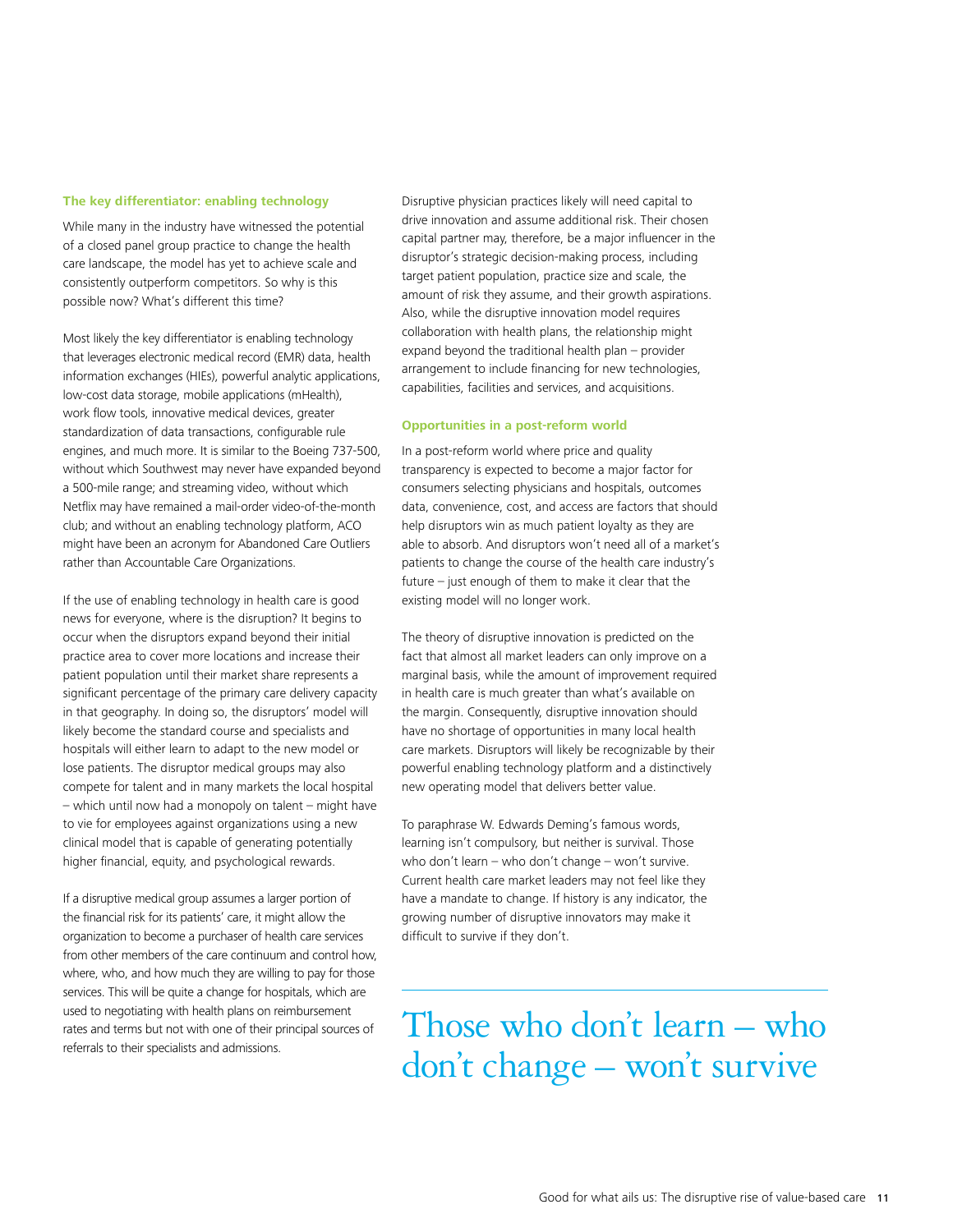### The key differentiator: enabling technology

While many in the industry have witnessed the potential of a closed panel group practice to change the health care landscape, the model has yet to achieve scale and consistently outperform competitors. So why is this possible now? What's different this time?

Most likely the key differentiator is enabling technology that leverages electronic medical record (EMR) data, health information exchanges (HIEs), powerful analytic applications, low-cost data storage, mobile applications (mHealth), work flow tools, innovative medical devices, greater standardization of data transactions, configurable rule engines, and much more. It is similar to the Boeing 737-500, without which Southwest may never have expanded beyond a 500-mile range; and streaming video, without which Netflix may have remained a mail-order video-of-the-month club; and without an enabling technology platform, ACO might have been an acronym for Abandoned Care Outliers rather than Accountable Care Organizations.

If the use of enabling technology in health care is good news for everyone, where is the disruption? It begins to occur when the disruptors expand beyond their initial practice area to cover more locations and increase their patient population until their market share represents a significant percentage of the primary care delivery capacity in that geography. In doing so, the disruptors' model will likely become the standard course and specialists and hospitals will either learn to adapt to the new model or lose patients. The disruptor medical groups may also compete for talent and in many markets the local hospital – which until now had a monopoly on talent – might have to vie for employees against organizations using a new clinical model that is capable of generating potentially higher financial, equity, and psychological rewards.

If a disruptive medical group assumes a larger portion of the financial risk for its patients' care, it might allow the organization to become a purchaser of health care services from other members of the care continuum and control how, where, who, and how much they are willing to pay for those services. This will be quite a change for hospitals, which are used to negotiating with health plans on reimbursement rates and terms but not with one of their principal sources of referrals to their specialists and admissions.

Disruptive physician practices likely will need capital to drive innovation and assume additional risk. Their chosen capital partner may, therefore, be a major influencer in the disruptor's strategic decision-making process, including target patient population, practice size and scale, the amount of risk they assume, and their growth aspirations. Also, while the disruptive innovation model requires collaboration with health plans, the relationship might expand beyond the traditional health plan – provider arrangement to include financing for new technologies, capabilities, facilities and services, and acquisitions.

### Opportunities in a post-reform world

In a post-reform world where price and quality transparency is expected to become a major factor for consumers selecting physicians and hospitals, outcomes data, convenience, cost, and access are factors that should help disruptors win as much patient loyalty as they are able to absorb. And disruptors won't need all of a market's patients to change the course of the health care industry's future – just enough of them to make it clear that the existing model will no longer work.

The theory of disruptive innovation is predicted on the fact that almost all market leaders can only improve on a marginal basis, while the amount of improvement required in health care is much greater than what's available on the margin. Consequently, disruptive innovation should have no shortage of opportunities in many local health care markets. Disruptors will likely be recognizable by their powerful enabling technology platform and a distinctively new operating model that delivers better value.

To paraphrase W. Edwards Deming's famous words, learning isn't compulsory, but neither is survival. Those who don't learn – who don't change – won't survive. Current health care market leaders may not feel like they have a mandate to change. If history is any indicator, the growing number of disruptive innovators may make it difficult to survive if they don't.

> Those who don't learn – who don't change – won't survive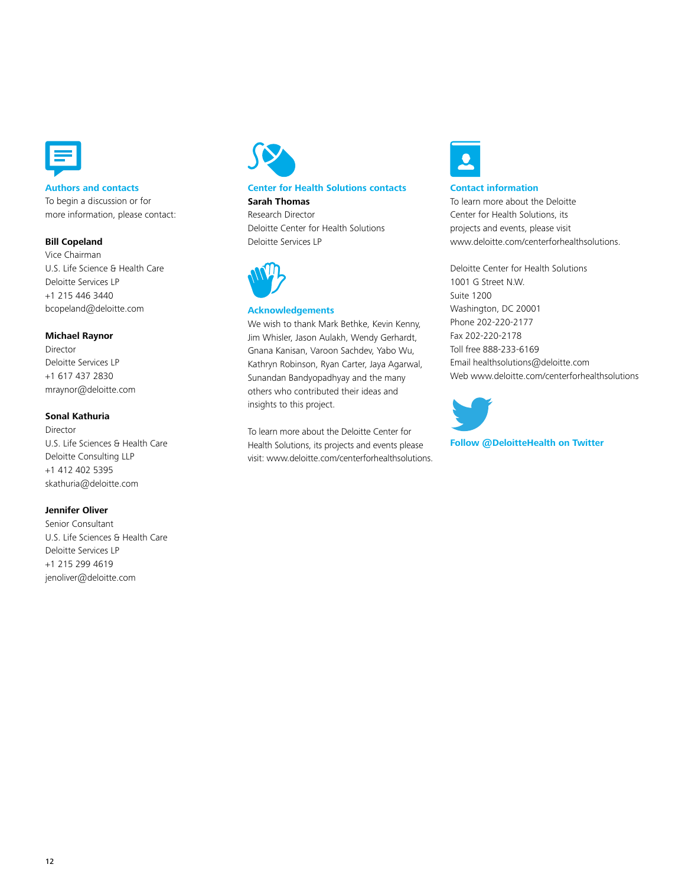### Authors and contacts

To begin a discussion or for more information, please contact:

**Bill Copeland**
Vice Chairman
U.S. Life Science & Health Care
Deloitte Services LP
+1 215 446 3440
bcopeland@deloitte.com

**Michael Raynor**
Director
Deloitte Services LP
+1 617 437 2830
mraynor@deloitte.com

**Sonal Kathuria**
Director
U.S. Life Sciences & Health Care
Deloitte Consulting LLP
+1 412 402 5395
skathuria@deloitte.com

**Jennifer Oliver**
Senior Consultant
U.S. Life Sciences & Health Care
Deloitte Services LP
+1 215 299 4619
jenoliver@deloitte.com

### Center for Health Solutions contacts

**Sarah Thomas**
Research Director
Deloitte Center for Health Solutions
Deloitte Services LP

### Acknowledgements

We wish to thank Mark Bethke, Kevin Kenny, Jim Whisler, Jason Aulakh, Wendy Gerhardt, Gnana Kanisan, Varoon Sachdev, Yabo Wu, Kathryn Robinson, Ryan Carter, Jaya Agarwal, Sunandan Bandyopadhyay and the many others who contributed their ideas and insights to this project.

To learn more about the Deloitte Center for Health Solutions, its projects and events please visit: www.deloitte.com/centerforhealthsolutions.

### Contact information

To learn more about the Deloitte Center for Health Solutions, its projects and events, please visit www.deloitte.com/centerforhealthsolutions.

Deloitte Center for Health Solutions
1001 G Street N.W.
Suite 1200
Washington, DC 20001
Phone 202-220-2177
Fax 202-220-2178
Toll free 888-233-6169
Email healthsolutions@deloitte.com
Web www.deloitte.com/centerforhealthsolutions

**Follow @DeloitteHealth on Twitter**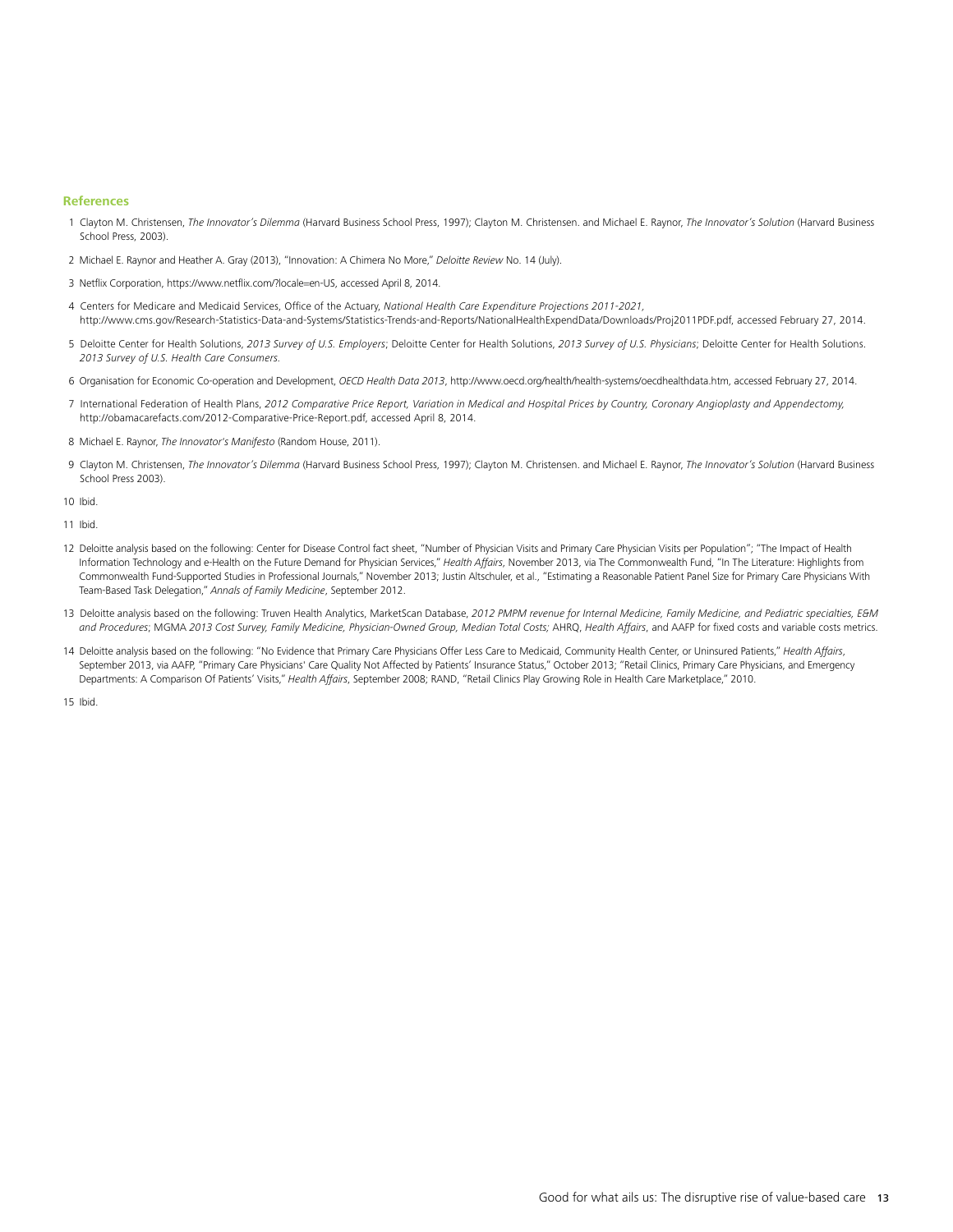## References

1. Clayton M. Christensen, *The Innovator's Dilemma* (Harvard Business School Press, 1997); Clayton M. Christensen. and Michael E. Raynor, *The Innovator's Solution* (Harvard Business School Press, 2003).

2. Michael E. Raynor and Heather A. Gray (2013), "Innovation: A Chimera No More," *Deloitte Review* No. 14 (July).

3. Netflix Corporation, https://www.netflix.com/?locale=en-US, accessed April 8, 2014.

4. Centers for Medicare and Medicaid Services, Office of the Actuary, *National Health Care Expenditure Projections 2011-2021*, http://www.cms.gov/Research-Statistics-Data-and-Systems/Statistics-Trends-and-Reports/NationalHealthExpendData/Downloads/Proj2011PDF.pdf, accessed February 27, 2014.

5. Deloitte Center for Health Solutions, *2013 Survey of U.S. Employers*; Deloitte Center for Health Solutions, *2013 Survey of U.S. Physicians*; Deloitte Center for Health Solutions. *2013 Survey of U.S. Health Care Consumers*.

6. Organisation for Economic Co-operation and Development, *OECD Health Data 2013*, http://www.oecd.org/health/health-systems/oecdhealthdata.htm, accessed February 27, 2014.

7. International Federation of Health Plans, *2012 Comparative Price Report, Variation in Medical and Hospital Prices by Country, Coronary Angioplasty and Appendectomy*, http://obamacarefacts.com/2012-Comparative-Price-Report.pdf, accessed April 8, 2014.

8. Michael E. Raynor, *The Innovator's Manifesto* (Random House, 2011).

9. Clayton M. Christensen, *The Innovator's Dilemma* (Harvard Business School Press, 1997); Clayton M. Christensen. and Michael E. Raynor, *The Innovator's Solution* (Harvard Business School Press 2003).

10. Ibid.

11. Ibid.

12. Deloitte analysis based on the following: Center for Disease Control fact sheet, "Number of Physician Visits and Primary Care Physician Visits per Population"; "The Impact of Health Information Technology and e-Health on the Future Demand for Physician Services," *Health Affairs*, November 2013, via The Commonwealth Fund, "In The Literature: Highlights from Commonwealth Fund-Supported Studies in Professional Journals," November 2013; Justin Altschuler, et al., "Estimating a Reasonable Patient Panel Size for Primary Care Physicians With Team-Based Task Delegation," *Annals of Family Medicine*, September 2012.

13. Deloitte analysis based on the following: Truven Health Analytics, MarketScan Database, *2012 PMPM revenue for Internal Medicine, Family Medicine, and Pediatric specialties, E&M and Procedures*; MGMA *2013 Cost Survey, Family Medicine, Physician-Owned Group, Median Total Costs;* AHRQ, *Health Affairs*, and AAFP for fixed costs and variable costs metrics.

14. Deloitte analysis based on the following: "No Evidence that Primary Care Physicians Offer Less Care to Medicaid, Community Health Center, or Uninsured Patients," *Health Affairs*, September 2013, via AAFP, "Primary Care Physicians' Care Quality Not Affected by Patients' Insurance Status," October 2013; "Retail Clinics, Primary Care Physicians, and Emergency Departments: A Comparison Of Patients' Visits," *Health Affairs*, September 2008; RAND, "Retail Clinics Play Growing Role in Health Care Marketplace," 2010.

15. Ibid.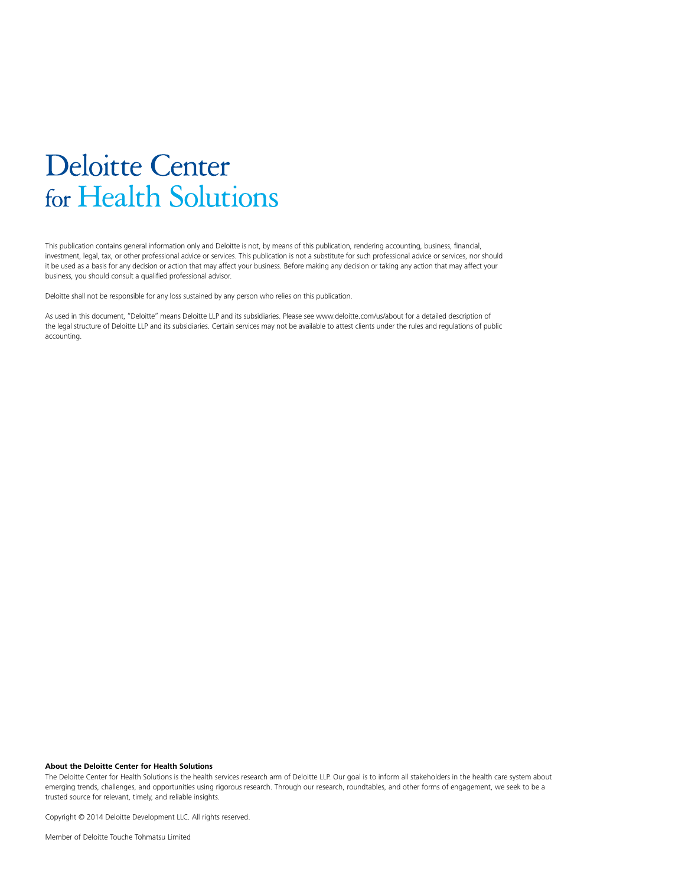# Deloitte Center for Health Solutions

This publication contains general information only and Deloitte is not, by means of this publication, rendering accounting, business, financial, investment, legal, tax, or other professional advice or services. This publication is not a substitute for such professional advice or services, nor should it be used as a basis for any decision or action that may affect your business. Before making any decision or taking any action that may affect your business, you should consult a qualified professional advisor.

Deloitte shall not be responsible for any loss sustained by any person who relies on this publication.

As used in this document, "Deloitte" means Deloitte LLP and its subsidiaries. Please see www.deloitte.com/us/about for a detailed description of the legal structure of Deloitte LLP and its subsidiaries. Certain services may not be available to attest clients under the rules and regulations of public accounting.

**About the Deloitte Center for Health Solutions**

The Deloitte Center for Health Solutions is the health services research arm of Deloitte LLP. Our goal is to inform all stakeholders in the health care system about emerging trends, challenges, and opportunities using rigorous research. Through our research, roundtables, and other forms of engagement, we seek to be a trusted source for relevant, timely, and reliable insights.

Copyright © 2014 Deloitte Development LLC. All rights reserved.

Member of Deloitte Touche Tohmatsu Limited